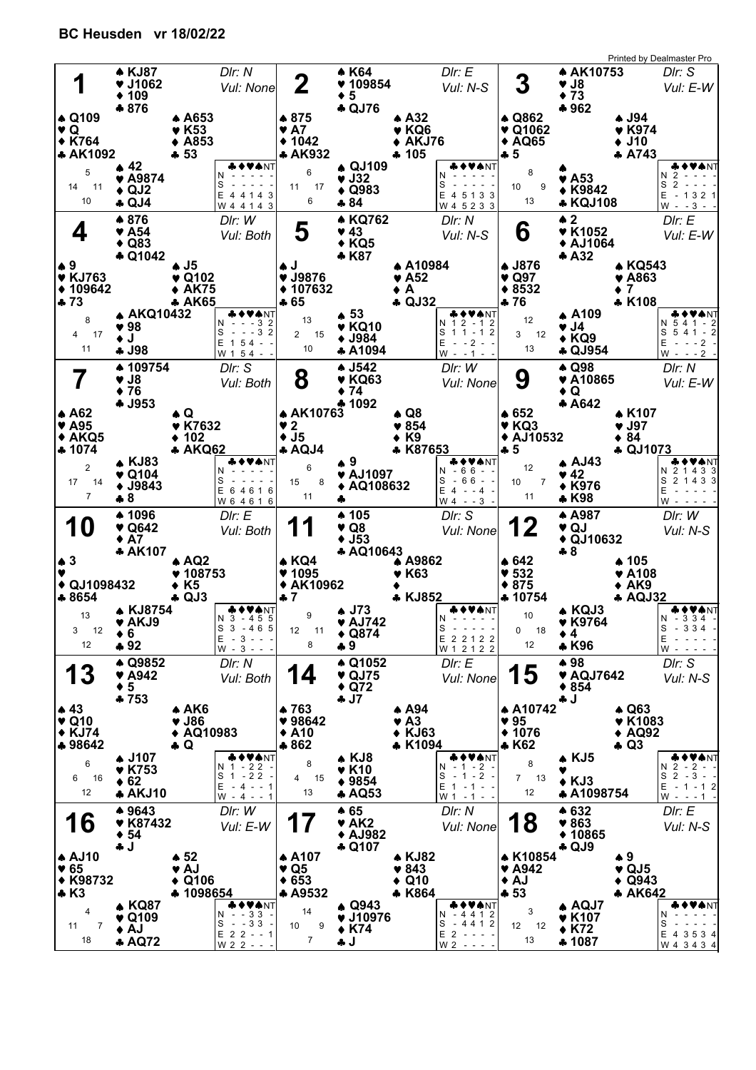# BC Heusden vr 18/02/22

Printed by Dealmaster Pro

## Board 1
Dlr: N — Vul: None

| | Hand |
|---|---|
| North | ♠ KJ87 ♥ J1062 ♦ 109 ♣ 876 |
| West | ♠ Q109 ♥ Q ♦ K764 ♣ AK1092 |
| East | ♠ A653 ♥ K53 ♦ A853 ♣ 53 |
| South | ♠ 42 ♥ A9874 ♦ QJ2 ♣ QJ4 |

HCP: N 5, W 14, E 11, S 10

| | ♣ | ♦ | ♥ | ♠ | NT |
|---|---|---|---|---|---|
| N | - | - | - | - | - |
| S | - | - | - | - | - |
| E | 4 | 4 | 1 | 4 | 3 |
| W | 4 | 4 | 1 | 4 | 3 |

## Board 2
Dlr: E — Vul: N-S

| | Hand |
|---|---|
| North | ♠ K64 ♥ 109854 ♦ 5 ♣ QJ76 |
| West | ♠ 875 ♥ A7 ♦ 1042 ♣ AK932 |
| East | ♠ A32 ♥ KQ6 ♦ AKJ76 ♣ 105 |
| South | ♠ QJ109 ♥ J32 ♦ Q983 ♣ 84 |

HCP: N 6, W 11, E 17, S 6

| | ♣ | ♦ | ♥ | ♠ | NT |
|---|---|---|---|---|---|
| N | - | - | - | - | - |
| S | - | - | - | - | - |
| E | 4 | 5 | 1 | 3 | 3 |
| W | 4 | 5 | 2 | 3 | 3 |

## Board 3
Dlr: S — Vul: E-W

| | Hand |
|---|---|
| North | ♠ AK10753 ♥ J8 ♦ 73 ♣ 962 |
| West | ♠ Q862 ♥ Q1062 ♦ AQ65 ♣ 5 |
| East | ♠ J94 ♥ K974 ♦ J10 ♣ A743 |
| South | ♠ — ♥ A53 ♦ K9842 ♣ KQJ108 |

HCP: N 8, W 10, E 9, S 13

| | ♣ | ♦ | ♥ | ♠ | NT |
|---|---|---|---|---|---|
| N | 2 | - | - | - | - |
| S | 2 | - | - | - | - |
| E | - | 1 | 3 | 2 | 1 |
| W | - | - | 3 | - | - |

## Board 4
Dlr: W — Vul: Both

| | Hand |
|---|---|
| North | ♠ 876 ♥ A54 ♦ Q83 ♣ Q1042 |
| West | ♠ 9 ♥ KJ763 ♦ 109642 ♣ 73 |
| East | ♠ J5 ♥ Q102 ♦ AK75 ♣ AK65 |
| South | ♠ AKQ10432 ♥ 98 ♦ J ♣ J98 |

HCP: N 8, W 4, E 17, S 11

| | ♣ | ♦ | ♥ | ♠ | NT |
|---|---|---|---|---|---|
| N | - | - | - | 3 | 2 |
| S | - | - | - | 3 | 2 |
| E | 1 | 5 | 4 | - | - |
| W | 1 | 5 | 4 | - | - |

## Board 5
Dlr: N — Vul: N-S

| | Hand |
|---|---|
| North | ♠ KQ762 ♥ 43 ♦ KQ5 ♣ K87 |
| West | ♠ J ♥ J9876 ♦ 107632 ♣ 65 |
| East | ♠ A10984 ♥ A52 ♦ A ♣ QJ32 |
| South | ♠ 53 ♥ KQ10 ♦ J984 ♣ A1094 |

HCP: N 13, W 2, E 15, S 10

| | ♣ | ♦ | ♥ | ♠ | NT |
|---|---|---|---|---|---|
| N | 1 | 2 | - | 1 | 2 |
| S | 1 | 1 | - | 1 | 2 |
| E | - | - | 2 | - | - |
| W | - | - | 1 | - | - |

## Board 6
Dlr: E — Vul: E-W

| | Hand |
|---|---|
| North | ♠ 2 ♥ K1052 ♦ AJ1064 ♣ A32 |
| West | ♠ J876 ♥ Q97 ♦ 8532 ♣ 76 |
| East | ♠ KQ543 ♥ A863 ♦ 7 ♣ K108 |
| South | ♠ A109 ♥ J4 ♦ KQ9 ♣ QJ954 |

HCP: N 12, W 3, E 12, S 13

| | ♣ | ♦ | ♥ | ♠ | NT |
|---|---|---|---|---|---|
| N | 5 | 4 | 1 | - | 2 |
| S | 5 | 4 | 1 | - | 2 |
| E | - | - | - | 2 | - |
| W | - | - | - | 2 | - |

## Board 7
Dlr: S — Vul: Both

| | Hand |
|---|---|
| North | ♠ 109754 ♥ J8 ♦ 76 ♣ J953 |
| West | ♠ A62 ♥ A95 ♦ AKQ5 ♣ 1074 |
| East | ♠ Q ♥ K7632 ♦ 102 ♣ AKQ62 |
| South | ♠ KJ83 ♥ Q104 ♦ J9843 ♣ 8 |

HCP: N 2, W 17, E 14, S 7

| | ♣ | ♦ | ♥ | ♠ | NT |
|---|---|---|---|---|---|
| N | - | - | - | - | - |
| S | - | - | - | - | - |
| E | 6 | 4 | 6 | 1 | 6 |
| W | 6 | 4 | 6 | 1 | 6 |

## Board 8
Dlr: W — Vul: None

| | Hand |
|---|---|
| North | ♠ J542 ♥ KQ63 ♦ 74 ♣ 1092 |
| West | ♠ AK10763 ♥ 2 ♦ J5 ♣ AQJ4 |
| East | ♠ Q8 ♥ 854 ♦ K9 ♣ K87653 |
| South | ♠ 9 ♥ AJ1097 ♦ AQ108632 ♣ — |

HCP: N 6, W 15, E 8, S 11

| | ♣ | ♦ | ♥ | ♠ | NT |
|---|---|---|---|---|---|
| N | - | 6 | 6 | - | - |
| S | - | 6 | 6 | - | - |
| E | 4 | - | - | 4 | - |
| W | 4 | - | - | 3 | - |

## Board 9
Dlr: N — Vul: E-W

| | Hand |
|---|---|
| North | ♠ Q98 ♥ A10865 ♦ Q ♣ A642 |
| West | ♠ 652 ♥ KQ3 ♦ AJ10532 ♣ 5 |
| East | ♠ K107 ♥ J97 ♦ 84 ♣ QJ1073 |
| South | ♠ AJ43 ♥ 42 ♦ K976 ♣ K98 |

HCP: N 12, W 10, E 7, S 11

| | ♣ | ♦ | ♥ | ♠ | NT |
|---|---|---|---|---|---|
| N | 2 | 1 | 4 | 3 | 3 |
| S | 2 | 1 | 4 | 3 | 3 |
| E | - | - | - | - | - |
| W | - | - | - | - | - |

## Board 10
Dlr: E — Vul: Both

| | Hand |
|---|---|
| North | ♠ 1096 ♥ Q642 ♦ A7 ♣ AK107 |
| West | ♠ 3 ♥ — ♦ QJ1098432 ♣ 8654 |
| East | ♠ AQ2 ♥ 108753 ♦ K5 ♣ QJ3 |
| South | ♠ KJ8754 ♥ AKJ9 ♦ 6 ♣ 92 |

HCP: N 13, W 3, E 12, S 12

| | ♣ | ♦ | ♥ | ♠ | NT |
|---|---|---|---|---|---|
| N | 3 | - | 4 | 5 | 5 |
| S | 3 | - | 4 | 6 | 5 |
| E | - | 3 | - | - | - |
| W | - | 3 | - | - | - |

## Board 11
Dlr: S — Vul: None

| | Hand |
|---|---|
| North | ♠ 105 ♥ Q8 ♦ J53 ♣ AQ10643 |
| West | ♠ KQ4 ♥ 1095 ♦ AK10962 ♣ 7 |
| East | ♠ A9862 ♥ K63 ♦ — ♣ KJ852 |
| South | ♠ J73 ♥ AJ742 ♦ Q874 ♣ 9 |

HCP: N 9, W 12, E 11, S 8

| | ♣ | ♦ | ♥ | ♠ | NT |
|---|---|---|---|---|---|
| N | - | - | - | - | - |
| S | - | - | - | - | - |
| E | 2 | 2 | 1 | 2 | 2 |
| W | 1 | 2 | 1 | 2 | 2 |

## Board 12
Dlr: W — Vul: N-S

| | Hand |
|---|---|
| North | ♠ A987 ♥ QJ ♦ QJ10632 ♣ 8 |
| West | ♠ 642 ♥ 532 ♦ 875 ♣ 10754 |
| East | ♠ 105 ♥ A108 ♦ AK9 ♣ AQJ32 |
| South | ♠ KQJ3 ♥ K9764 ♦ 4 ♣ K96 |

HCP: N 10, W 0, E 18, S 12

| | ♣ | ♦ | ♥ | ♠ | NT |
|---|---|---|---|---|---|
| N | - | 3 | 3 | 4 | - |
| S | - | 3 | 3 | 4 | - |
| E | - | - | - | - | - |
| W | - | - | - | - | - |

## Board 13
Dlr: N — Vul: Both

| | Hand |
|---|---|
| North | ♠ Q9852 ♥ A942 ♦ 5 ♣ 753 |
| West | ♠ 43 ♥ Q10 ♦ KJ74 ♣ 98642 |
| East | ♠ AK6 ♥ J86 ♦ AQ10983 ♣ Q |
| South | ♠ J107 ♥ K753 ♦ 62 ♣ AKJ10 |

HCP: N 6, W 6, E 16, S 12

| | ♣ | ♦ | ♥ | ♠ | NT |
|---|---|---|---|---|---|
| N | 1 | - | 2 | 2 | - |
| S | 1 | - | 2 | 2 | - |
| E | - | 4 | - | - | 1 |
| W | - | 4 | - | - | 1 |

## Board 14
Dlr: E — Vul: None

| | Hand |
|---|---|
| North | ♠ Q1052 ♥ QJ75 ♦ Q72 ♣ J7 |
| West | ♠ 763 ♥ 98642 ♦ A10 ♣ 862 |
| East | ♠ A94 ♥ A3 ♦ KJ63 ♣ K1094 |
| South | ♠ KJ8 ♥ K10 ♦ 9854 ♣ AQ53 |

HCP: N 8, W 4, E 15, S 13

| | ♣ | ♦ | ♥ | ♠ | NT |
|---|---|---|---|---|---|
| N | - | 1 | - | 2 | - |
| S | - | 1 | - | 2 | - |
| E | 1 | - | 1 | - | - |
| W | 1 | - | 1 | - | - |

## Board 15
Dlr: S — Vul: N-S

| | Hand |
|---|---|
| North | ♠ 98 ♥ AQJ7642 ♦ 854 ♣ J |
| West | ♠ A10742 ♥ 95 ♦ 1076 ♣ K62 |
| East | ♠ Q63 ♥ K1083 ♦ AQ92 ♣ Q3 |
| South | ♠ KJ5 ♥ — ♦ KJ3 ♣ A1098754 |

HCP: N 8, W 7, E 13, S 12

| | ♣ | ♦ | ♥ | ♠ | NT |
|---|---|---|---|---|---|
| N | 2 | - | 2 | - | - |
| S | 2 | - | 3 | - | - |
| E | - | 1 | - | 1 | 2 |
| W | - | - | - | 1 | - |

## Board 16
Dlr: W — Vul: E-W

| | Hand |
|---|---|
| North | ♠ 9643 ♥ K87432 ♦ 54 ♣ J |
| West | ♠ AJ10 ♥ 65 ♦ K98732 ♣ K3 |
| East | ♠ 52 ♥ AJ ♦ Q106 ♣ 1098654 |
| South | ♠ KQ87 ♥ Q109 ♦ AJ ♣ AQ72 |

HCP: N 4, W 11, E 7, S 18

| | ♣ | ♦ | ♥ | ♠ | NT |
|---|---|---|---|---|---|
| N | - | - | 3 | 3 | - |
| S | - | - | 3 | 3 | - |
| E | 2 | 2 | - | - | 1 |
| W | 2 | 2 | - | - | - |

## Board 17
Dlr: N — Vul: None

| | Hand |
|---|---|
| North | ♠ 65 ♥ AK2 ♦ AJ982 ♣ Q107 |
| West | ♠ A107 ♥ Q5 ♦ 653 ♣ A9532 |
| East | ♠ KJ82 ♥ 843 ♦ Q10 ♣ K864 |
| South | ♠ Q943 ♥ J10976 ♦ K74 ♣ J |

HCP: N 14, W 10, E 9, S 7

| | ♣ | ♦ | ♥ | ♠ | NT |
|---|---|---|---|---|---|
| N | - | 4 | 4 | 1 | 2 |
| S | - | 4 | 4 | 1 | 2 |
| E | 2 | - | - | - | - |
| W | 2 | - | - | - | - |

## Board 18
Dlr: E — Vul: N-S

| | Hand |
|---|---|
| North | ♠ 632 ♥ 863 ♦ 10865 ♣ QJ9 |
| West | ♠ K10854 ♥ A942 ♦ AJ ♣ 53 |
| East | ♠ 9 ♥ QJ5 ♦ Q943 ♣ AK642 |
| South | ♠ AQJ7 ♥ K107 ♦ K72 ♣ 1087 |

HCP: N 3, W 12, E 12, S 13

| | ♣ | ♦ | ♥ | ♠ | NT |
|---|---|---|---|---|---|
| N | - | - | - | - | - |
| S | - | - | - | - | - |
| E | 4 | 3 | 5 | 3 | 4 |
| W | 4 | 3 | 4 | 3 | 4 |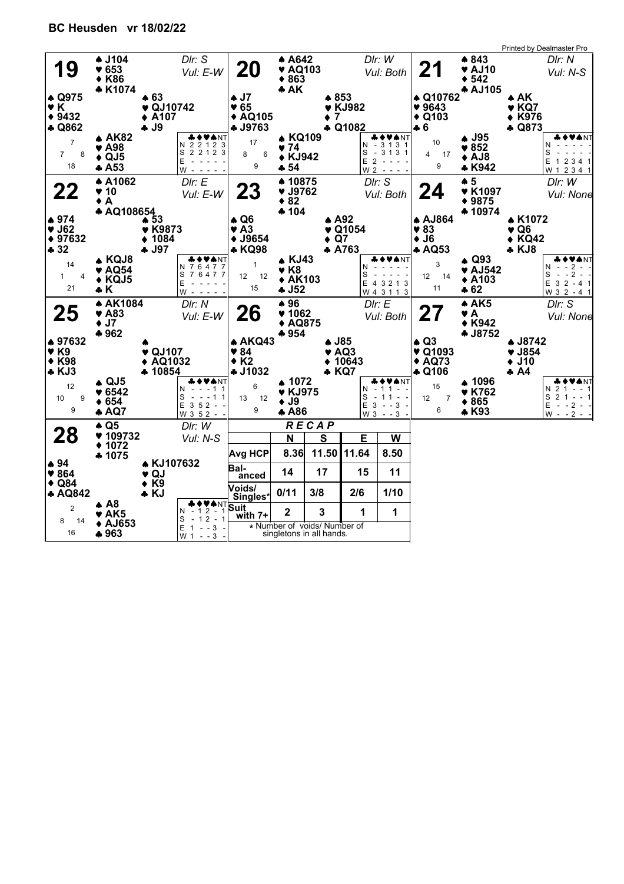# BC Heusden vr 18/02/22

## 19

Dlr: S — Vul: E-W

- North: ♠ J104 ♥ 653 ♦ K86 ♣ K1074
- West: ♠ Q975 ♥ K ♦ 9432 ♣ Q862
- East: ♠ 63 ♥ QJ10742 ♦ A107 ♣ J9
- South: ♠ AK82 ♥ A98 ♦ QJ5 ♣ A53

HCP: N 7, W 7, E 8, S 18

| | ♣ | ♦ | ♥ | ♠ | NT |
|---|---|---|---|---|---|
| N | 2 | 2 | 1 | 2 | 3 |
| S | 2 | 2 | 1 | 2 | 3 |
| E | - | - | - | - | - |
| W | - | - | - | - | - |

## 20

Dlr: W — Vul: Both

- North: ♠ A642 ♥ AQ103 ♦ 863 ♣ AK
- West: ♠ J7 ♥ 65 ♦ AQ105 ♣ J9763
- East: ♠ 853 ♥ KJ982 ♦ 7 ♣ Q1082
- South: ♠ KQ109 ♥ 74 ♦ KJ942 ♣ 54

HCP: N 17, W 8, E 6, S 9

| | ♣ | ♦ | ♥ | ♠ | NT |
|---|---|---|---|---|---|
| N | - | 3 | 1 | 3 | 1 |
| S | - | 3 | 1 | 3 | 1 |
| E | 2 | - | - | - | - |
| W | 2 | - | - | - | - |

## 21

Dlr: N — Vul: N-S

- North: ♠ 843 ♥ AJ10 ♦ 542 ♣ AJ105
- West: ♠ Q10762 ♥ 9643 ♦ Q103 ♣ 6
- East: ♠ AK ♥ KQ7 ♦ K976 ♣ Q873
- South: ♠ J95 ♥ 852 ♦ AJ8 ♣ K942

HCP: N 10, W 4, E 17, S 9

| | ♣ | ♦ | ♥ | ♠ | NT |
|---|---|---|---|---|---|
| N | - | - | - | - | - |
| S | - | - | - | - | - |
| E | 1 | 2 | 3 | 4 | 1 |
| W | 1 | 2 | 3 | 4 | 1 |

## 22

Dlr: E — Vul: E-W

- North: ♠ A1062 ♥ 10 ♦ A ♣ AQ108654
- West: ♠ 974 ♥ J62 ♦ 97632 ♣ 32
- East: ♠ 53 ♥ K9873 ♦ 1084 ♣ J97
- South: ♠ KQJ8 ♥ AQ54 ♦ KQJ5 ♣ K

HCP: N 14, W 1, E 4, S 21

| | ♣ | ♦ | ♥ | ♠ | NT |
|---|---|---|---|---|---|
| N | 7 | 6 | 4 | 7 | 7 |
| S | 7 | 6 | 4 | 7 | 7 |
| E | - | - | - | - | - |
| W | - | - | - | - | - |

## 23

Dlr: S — Vul: Both

- North: ♠ 10875 ♥ J9762 ♦ 82 ♣ 104
- West: ♠ Q6 ♥ A3 ♦ J9654 ♣ KQ98
- East: ♠ A92 ♥ Q1054 ♦ Q7 ♣ A763
- South: ♠ KJ43 ♥ K8 ♦ AK103 ♣ J52

HCP: N 1, W 12, E 12, S 15

| | ♣ | ♦ | ♥ | ♠ | NT |
|---|---|---|---|---|---|
| N | - | - | - | - | - |
| S | - | - | - | - | - |
| E | 4 | 3 | 2 | 1 | 3 |
| W | 4 | 3 | 1 | 1 | 3 |

## 24

Dlr: W — Vul: None

- North: ♠ 5 ♥ K1097 ♦ 9875 ♣ 10974
- West: ♠ AJ864 ♥ 83 ♦ J6 ♣ AQ53
- East: ♠ K1072 ♥ Q6 ♦ KQ42 ♣ KJ8
- South: ♠ Q93 ♥ AJ542 ♦ A103 ♣ 62

HCP: N 3, W 12, E 14, S 11

| | ♣ | ♦ | ♥ | ♠ | NT |
|---|---|---|---|---|---|
| N | - | - | 2 | - | - |
| S | - | - | 2 | - | - |
| E | 3 | 2 | - | 4 | 1 |
| W | 3 | 2 | - | 4 | 1 |

## 25

Dlr: N — Vul: E-W

- North: ♠ AK1084 ♥ A83 ♦ J7 ♣ 962
- West: ♠ 97632 ♥ K9 ♦ K98 ♣ KJ3
- East: ♠ — ♥ QJ107 ♦ AQ1032 ♣ 10854
- South: ♠ QJ5 ♥ 6542 ♦ 654 ♣ AQ7

HCP: N 12, W 10, E 9, S 9

| | ♣ | ♦ | ♥ | ♠ | NT |
|---|---|---|---|---|---|
| N | - | - | - | 1 | 1 |
| S | - | - | - | 1 | 1 |
| E | 3 | 5 | 2 | - | - |
| W | 3 | 5 | 2 | - | - |

## 26

Dlr: E — Vul: Both

- North: ♠ 96 ♥ 1062 ♦ AQ875 ♣ 954
- West: ♠ AKQ43 ♥ 84 ♦ K2 ♣ J1032
- East: ♠ J85 ♥ AQ3 ♦ 10643 ♣ KQ7
- South: ♠ 1072 ♥ KJ975 ♦ J9 ♣ A86

HCP: N 6, W 13, E 12, S 9

| | ♣ | ♦ | ♥ | ♠ | NT |
|---|---|---|---|---|---|
| N | - | 1 | 1 | - | - |
| S | - | 1 | 1 | - | - |
| E | 3 | - | - | 3 | - |
| W | 3 | - | - | 3 | - |

## 27

Dlr: S — Vul: None

- North: ♠ AK5 ♥ A ♦ K942 ♣ J8752
- West: ♠ Q3 ♥ Q1093 ♦ AQ73 ♣ Q106
- East: ♠ J8742 ♥ J854 ♦ J10 ♣ A4
- South: ♠ 1096 ♥ K762 ♦ 865 ♣ K93

HCP: N 15, W 12, E 7, S 6

| | ♣ | ♦ | ♥ | ♠ | NT |
|---|---|---|---|---|---|
| N | 2 | 1 | - | - | 1 |
| S | 2 | 1 | - | - | 1 |
| E | - | - | 2 | - | - |
| W | - | - | 2 | - | - |

## 28

Dlr: W — Vul: N-S

- North: ♠ Q5 ♥ 109732 ♦ 1072 ♣ 1075
- West: ♠ 94 ♥ 864 ♦ Q84 ♣ AQ842
- East: ♠ KJ107632 ♥ QJ ♦ K9 ♣ KJ
- South: ♠ A8 ♥ AK5 ♦ AJ653 ♣ 963

HCP: N 2, W 8, E 14, S 16

| | ♣ | ♦ | ♥ | ♠ | NT |
|---|---|---|---|---|---|
| N | - | 1 | 2 | - | 1 |
| S | - | 1 | 2 | - | 1 |
| E | 1 | - | - | 3 | - |
| W | 1 | - | - | 3 | - |

## RECAP

| | N | S | E | W |
|---|---|---|---|---|
| Avg HCP | 8.36 | 11.50 | 11.64 | 8.50 |
| Balanced | 14 | 17 | 15 | 11 |
| Voids/ Singles* | 0/11 | 3/8 | 2/6 | 1/10 |
| Suit with 7+ | 2 | 3 | 1 | 1 |

\* Number of voids/ Number of singletons in all hands.